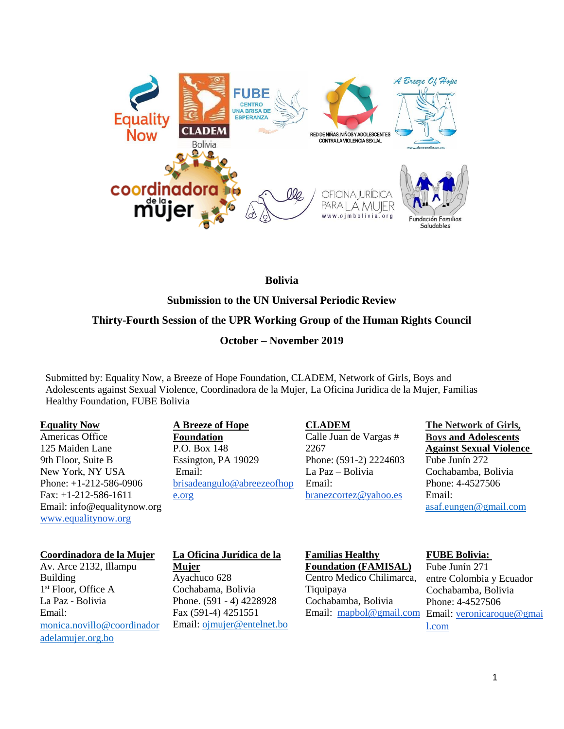**Bolivia**

**Submission to the UN Universal Periodic Review**

**Thirty-Fourth Session of the UPR Working Group of the Human Rights Council**

**October – November 2019**

Submitted by: Equality Now, a Breeze of Hope Foundation, CLADEM, Network of Girls, Boys and Adolescents against Sexual Violence, Coordinadora de la Mujer, La Oficina Juridica de la Mujer, Familias Healthy Foundation, FUBE Bolivia

**Equality Now**
Americas Office
125 Maiden Lane
9th Floor, Suite B
New York, NY USA
Phone: +1-212-586-0906
Fax: +1-212-586-1611
Email: info@equalitynow.org
www.equalitynow.org

**A Breeze of Hope Foundation**
P.O. Box 148
Essington, PA 19029
Email: brisadeangulo@abreezeofhope.org

**CLADEM**
Calle Juan de Vargas # 2267
Phone: (591-2) 2224603
La Paz – Bolivia
Email: branezcortez@yahoo.es

**The Network of Girls, Boys and Adolescents Against Sexual Violence**
Fube Junín 272
Cochabamba, Bolivia
Phone: 4-4527506
Email: asaf.eungen@gmail.com

**Coordinadora de la Mujer**
Av. Arce 2132, Illampu Building
1st Floor, Office A
La Paz - Bolivia
Email: monica.novillo@coordinadoradelamujer.org.bo

**La Oficina Jurídica de la Mujer**
Ayachuco 628
Cochabama, Bolivia
Phone. (591 - 4) 4228928
Fax (591-4) 4251551
Email: ojmujer@entelnet.bo

**Familias Healthy Foundation (FAMISAL)**
Centro Medico Chilimarca, Tiquipaya
Cochabamba, Bolivia
Email: mapbol@gmail.com

**FUBE Bolivia:**
Fube Junín 271
entre Colombia y Ecuador
Cochabamba, Bolivia
Phone: 4-4527506
Email: veronicaroque@gmail.com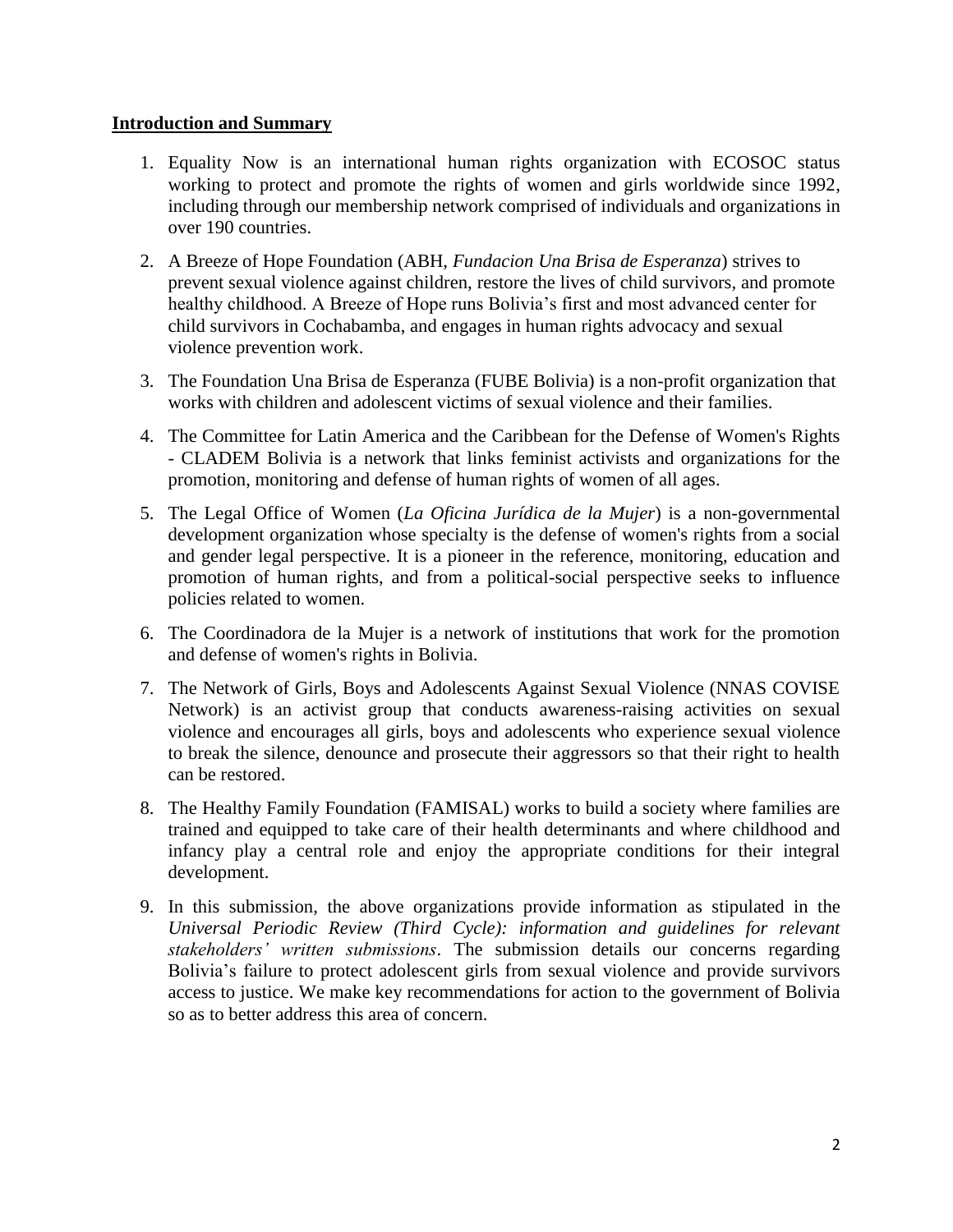## **Introduction and Summary**

1. Equality Now is an international human rights organization with ECOSOC status working to protect and promote the rights of women and girls worldwide since 1992, including through our membership network comprised of individuals and organizations in over 190 countries.

2. A Breeze of Hope Foundation (ABH, *Fundacion Una Brisa de Esperanza*) strives to prevent sexual violence against children, restore the lives of child survivors, and promote healthy childhood. A Breeze of Hope runs Bolivia's first and most advanced center for child survivors in Cochabamba, and engages in human rights advocacy and sexual violence prevention work.

3. The Foundation Una Brisa de Esperanza (FUBE Bolivia) is a non-profit organization that works with children and adolescent victims of sexual violence and their families.

4. The Committee for Latin America and the Caribbean for the Defense of Women's Rights - CLADEM Bolivia is a network that links feminist activists and organizations for the promotion, monitoring and defense of human rights of women of all ages.

5. The Legal Office of Women (*La Oficina Jurídica de la Mujer*) is a non-governmental development organization whose specialty is the defense of women's rights from a social and gender legal perspective. It is a pioneer in the reference, monitoring, education and promotion of human rights, and from a political-social perspective seeks to influence policies related to women.

6. The Coordinadora de la Mujer is a network of institutions that work for the promotion and defense of women's rights in Bolivia.

7. The Network of Girls, Boys and Adolescents Against Sexual Violence (NNAS COVISE Network) is an activist group that conducts awareness-raising activities on sexual violence and encourages all girls, boys and adolescents who experience sexual violence to break the silence, denounce and prosecute their aggressors so that their right to health can be restored.

8. The Healthy Family Foundation (FAMISAL) works to build a society where families are trained and equipped to take care of their health determinants and where childhood and infancy play a central role and enjoy the appropriate conditions for their integral development.

9. In this submission, the above organizations provide information as stipulated in the *Universal Periodic Review (Third Cycle): information and guidelines for relevant stakeholders' written submissions*. The submission details our concerns regarding Bolivia's failure to protect adolescent girls from sexual violence and provide survivors access to justice. We make key recommendations for action to the government of Bolivia so as to better address this area of concern.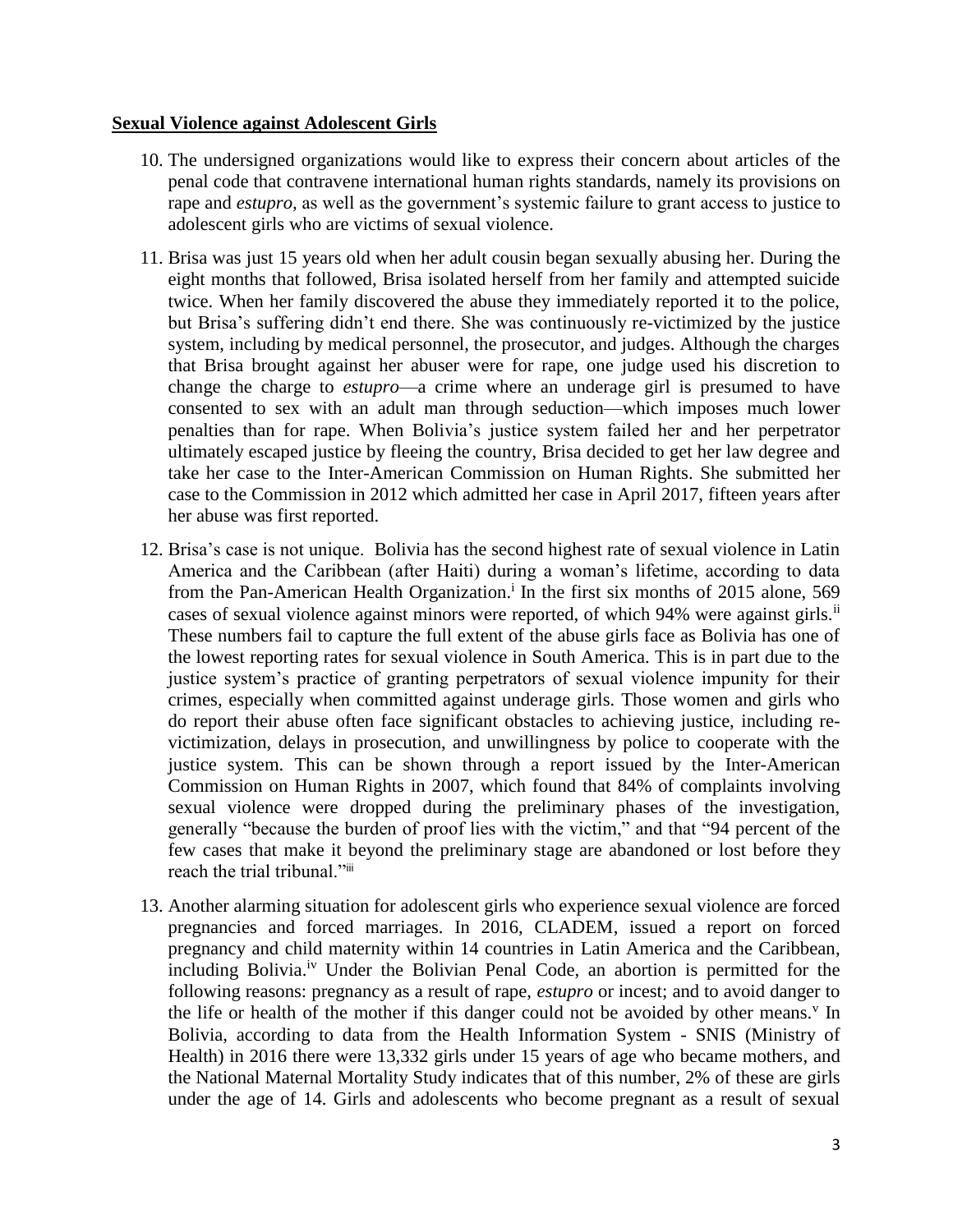**Sexual Violence against Adolescent Girls**

10. The undersigned organizations would like to express their concern about articles of the penal code that contravene international human rights standards, namely its provisions on rape and *estupro*, as well as the government's systemic failure to grant access to justice to adolescent girls who are victims of sexual violence.

11. Brisa was just 15 years old when her adult cousin began sexually abusing her. During the eight months that followed, Brisa isolated herself from her family and attempted suicide twice. When her family discovered the abuse they immediately reported it to the police, but Brisa's suffering didn't end there. She was continuously re-victimized by the justice system, including by medical personnel, the prosecutor, and judges. Although the charges that Brisa brought against her abuser were for rape, one judge used his discretion to change the charge to *estupro*—a crime where an underage girl is presumed to have consented to sex with an adult man through seduction—which imposes much lower penalties than for rape. When Bolivia's justice system failed her and her perpetrator ultimately escaped justice by fleeing the country, Brisa decided to get her law degree and take her case to the Inter-American Commission on Human Rights. She submitted her case to the Commission in 2012 which admitted her case in April 2017, fifteen years after her abuse was first reported.

12. Brisa's case is not unique. Bolivia has the second highest rate of sexual violence in Latin America and the Caribbean (after Haiti) during a woman's lifetime, according to data from the Pan-American Health Organization.[i] In the first six months of 2015 alone, 569 cases of sexual violence against minors were reported, of which 94% were against girls.[ii] These numbers fail to capture the full extent of the abuse girls face as Bolivia has one of the lowest reporting rates for sexual violence in South America. This is in part due to the justice system's practice of granting perpetrators of sexual violence impunity for their crimes, especially when committed against underage girls. Those women and girls who do report their abuse often face significant obstacles to achieving justice, including re-victimization, delays in prosecution, and unwillingness by police to cooperate with the justice system. This can be shown through a report issued by the Inter-American Commission on Human Rights in 2007, which found that 84% of complaints involving sexual violence were dropped during the preliminary phases of the investigation, generally "because the burden of proof lies with the victim," and that "94 percent of the few cases that make it beyond the preliminary stage are abandoned or lost before they reach the trial tribunal."[iii]

13. Another alarming situation for adolescent girls who experience sexual violence are forced pregnancies and forced marriages. In 2016, CLADEM, issued a report on forced pregnancy and child maternity within 14 countries in Latin America and the Caribbean, including Bolivia.[iv] Under the Bolivian Penal Code, an abortion is permitted for the following reasons: pregnancy as a result of rape, *estupro* or incest; and to avoid danger to the life or health of the mother if this danger could not be avoided by other means.[v] In Bolivia, according to data from the Health Information System - SNIS (Ministry of Health) in 2016 there were 13,332 girls under 15 years of age who became mothers, and the National Maternal Mortality Study indicates that of this number, 2% of these are girls under the age of 14. Girls and adolescents who become pregnant as a result of sexual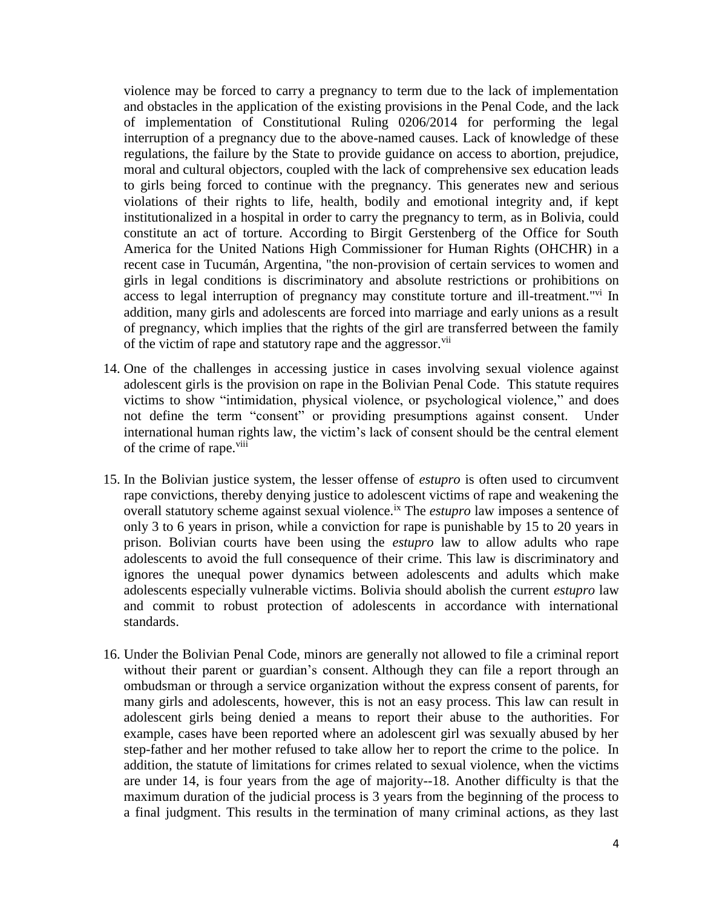violence may be forced to carry a pregnancy to term due to the lack of implementation and obstacles in the application of the existing provisions in the Penal Code, and the lack of implementation of Constitutional Ruling 0206/2014 for performing the legal interruption of a pregnancy due to the above-named causes. Lack of knowledge of these regulations, the failure by the State to provide guidance on access to abortion, prejudice, moral and cultural objectors, coupled with the lack of comprehensive sex education leads to girls being forced to continue with the pregnancy. This generates new and serious violations of their rights to life, health, bodily and emotional integrity and, if kept institutionalized in a hospital in order to carry the pregnancy to term, as in Bolivia, could constitute an act of torture. According to Birgit Gerstenberg of the Office for South America for the United Nations High Commissioner for Human Rights (OHCHR) in a recent case in Tucumán, Argentina, "the non-provision of certain services to women and girls in legal conditions is discriminatory and absolute restrictions or prohibitions on access to legal interruption of pregnancy may constitute torture and ill-treatment."[vi] In addition, many girls and adolescents are forced into marriage and early unions as a result of pregnancy, which implies that the rights of the girl are transferred between the family of the victim of rape and statutory rape and the aggressor.[vii]

14. One of the challenges in accessing justice in cases involving sexual violence against adolescent girls is the provision on rape in the Bolivian Penal Code. This statute requires victims to show "intimidation, physical violence, or psychological violence," and does not define the term "consent" or providing presumptions against consent. Under international human rights law, the victim's lack of consent should be the central element of the crime of rape.[viii]

15. In the Bolivian justice system, the lesser offense of *estupro* is often used to circumvent rape convictions, thereby denying justice to adolescent victims of rape and weakening the overall statutory scheme against sexual violence.[ix] The *estupro* law imposes a sentence of only 3 to 6 years in prison, while a conviction for rape is punishable by 15 to 20 years in prison. Bolivian courts have been using the *estupro* law to allow adults who rape adolescents to avoid the full consequence of their crime. This law is discriminatory and ignores the unequal power dynamics between adolescents and adults which make adolescents especially vulnerable victims. Bolivia should abolish the current *estupro* law and commit to robust protection of adolescents in accordance with international standards.

16. Under the Bolivian Penal Code, minors are generally not allowed to file a criminal report without their parent or guardian's consent. Although they can file a report through an ombudsman or through a service organization without the express consent of parents, for many girls and adolescents, however, this is not an easy process. This law can result in adolescent girls being denied a means to report their abuse to the authorities. For example, cases have been reported where an adolescent girl was sexually abused by her step-father and her mother refused to take allow her to report the crime to the police. In addition, the statute of limitations for crimes related to sexual violence, when the victims are under 14, is four years from the age of majority--18. Another difficulty is that the maximum duration of the judicial process is 3 years from the beginning of the process to a final judgment. This results in the termination of many criminal actions, as they last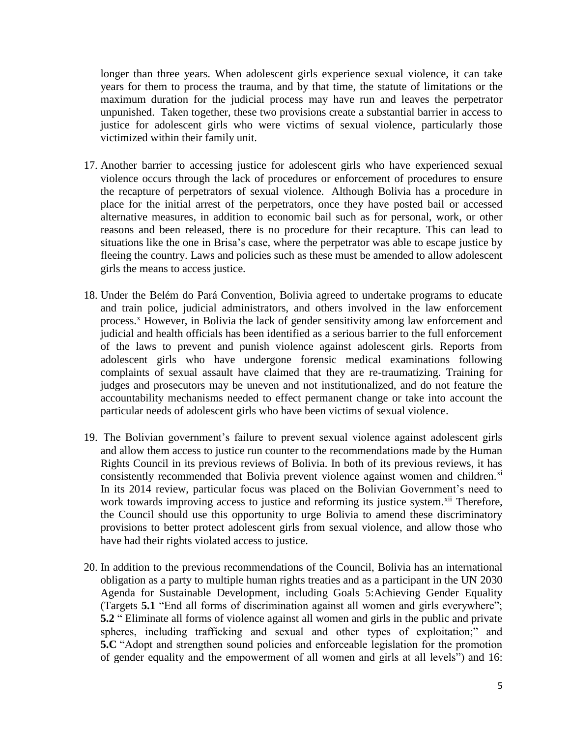longer than three years. When adolescent girls experience sexual violence, it can take years for them to process the trauma, and by that time, the statute of limitations or the maximum duration for the judicial process may have run and leaves the perpetrator unpunished. Taken together, these two provisions create a substantial barrier in access to justice for adolescent girls who were victims of sexual violence, particularly those victimized within their family unit.

17. Another barrier to accessing justice for adolescent girls who have experienced sexual violence occurs through the lack of procedures or enforcement of procedures to ensure the recapture of perpetrators of sexual violence. Although Bolivia has a procedure in place for the initial arrest of the perpetrators, once they have posted bail or accessed alternative measures, in addition to economic bail such as for personal, work, or other reasons and been released, there is no procedure for their recapture. This can lead to situations like the one in Brisa's case, where the perpetrator was able to escape justice by fleeing the country. Laws and policies such as these must be amended to allow adolescent girls the means to access justice.

18. Under the Belém do Pará Convention, Bolivia agreed to undertake programs to educate and train police, judicial administrators, and others involved in the law enforcement process.[x] However, in Bolivia the lack of gender sensitivity among law enforcement and judicial and health officials has been identified as a serious barrier to the full enforcement of the laws to prevent and punish violence against adolescent girls. Reports from adolescent girls who have undergone forensic medical examinations following complaints of sexual assault have claimed that they are re-traumatizing. Training for judges and prosecutors may be uneven and not institutionalized, and do not feature the accountability mechanisms needed to effect permanent change or take into account the particular needs of adolescent girls who have been victims of sexual violence.

19. The Bolivian government's failure to prevent sexual violence against adolescent girls and allow them access to justice run counter to the recommendations made by the Human Rights Council in its previous reviews of Bolivia. In both of its previous reviews, it has consistently recommended that Bolivia prevent violence against women and children.[xi] In its 2014 review, particular focus was placed on the Bolivian Government's need to work towards improving access to justice and reforming its justice system.[xii] Therefore, the Council should use this opportunity to urge Bolivia to amend these discriminatory provisions to better protect adolescent girls from sexual violence, and allow those who have had their rights violated access to justice.

20. In addition to the previous recommendations of the Council, Bolivia has an international obligation as a party to multiple human rights treaties and as a participant in the UN 2030 Agenda for Sustainable Development, including Goals 5:Achieving Gender Equality (Targets **5.1** "End all forms of discrimination against all women and girls everywhere"; **5.2** " Eliminate all forms of violence against all women and girls in the public and private spheres, including trafficking and sexual and other types of exploitation;" and **5.C** "Adopt and strengthen sound policies and enforceable legislation for the promotion of gender equality and the empowerment of all women and girls at all levels") and 16: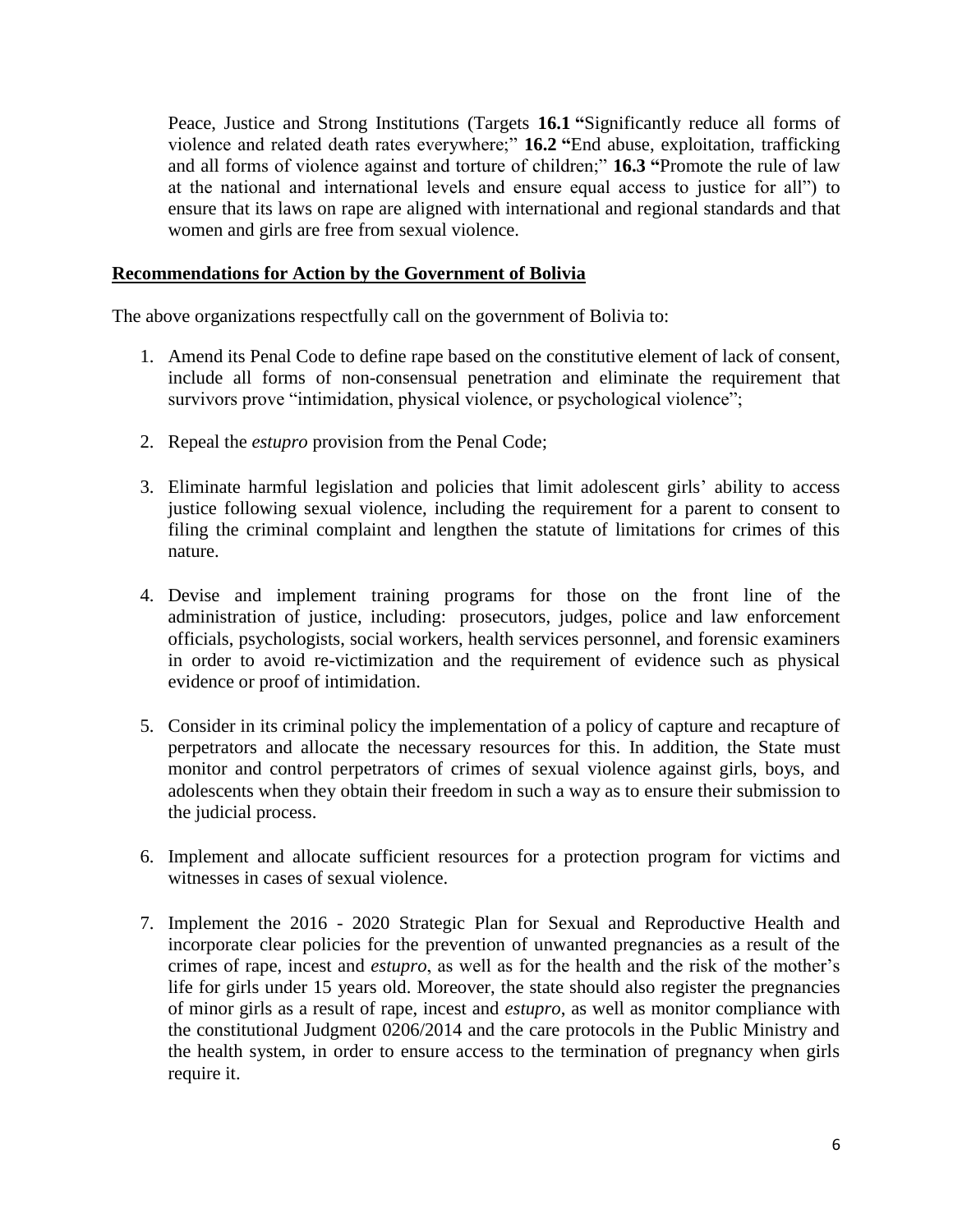Peace, Justice and Strong Institutions (Targets **16.1 "**Significantly reduce all forms of violence and related death rates everywhere;" **16.2 "**End abuse, exploitation, trafficking and all forms of violence against and torture of children;" **16.3 "**Promote the rule of law at the national and international levels and ensure equal access to justice for all") to ensure that its laws on rape are aligned with international and regional standards and that women and girls are free from sexual violence.

## Recommendations for Action by the Government of Bolivia

The above organizations respectfully call on the government of Bolivia to:

1. Amend its Penal Code to define rape based on the constitutive element of lack of consent, include all forms of non-consensual penetration and eliminate the requirement that survivors prove "intimidation, physical violence, or psychological violence";

2. Repeal the *estupro* provision from the Penal Code;

3. Eliminate harmful legislation and policies that limit adolescent girls' ability to access justice following sexual violence, including the requirement for a parent to consent to filing the criminal complaint and lengthen the statute of limitations for crimes of this nature.

4. Devise and implement training programs for those on the front line of the administration of justice, including: prosecutors, judges, police and law enforcement officials, psychologists, social workers, health services personnel, and forensic examiners in order to avoid re-victimization and the requirement of evidence such as physical evidence or proof of intimidation.

5. Consider in its criminal policy the implementation of a policy of capture and recapture of perpetrators and allocate the necessary resources for this. In addition, the State must monitor and control perpetrators of crimes of sexual violence against girls, boys, and adolescents when they obtain their freedom in such a way as to ensure their submission to the judicial process.

6. Implement and allocate sufficient resources for a protection program for victims and witnesses in cases of sexual violence.

7. Implement the 2016 - 2020 Strategic Plan for Sexual and Reproductive Health and incorporate clear policies for the prevention of unwanted pregnancies as a result of the crimes of rape, incest and *estupro*, as well as for the health and the risk of the mother's life for girls under 15 years old. Moreover, the state should also register the pregnancies of minor girls as a result of rape, incest and *estupro*, as well as monitor compliance with the constitutional Judgment 0206/2014 and the care protocols in the Public Ministry and the health system, in order to ensure access to the termination of pregnancy when girls require it.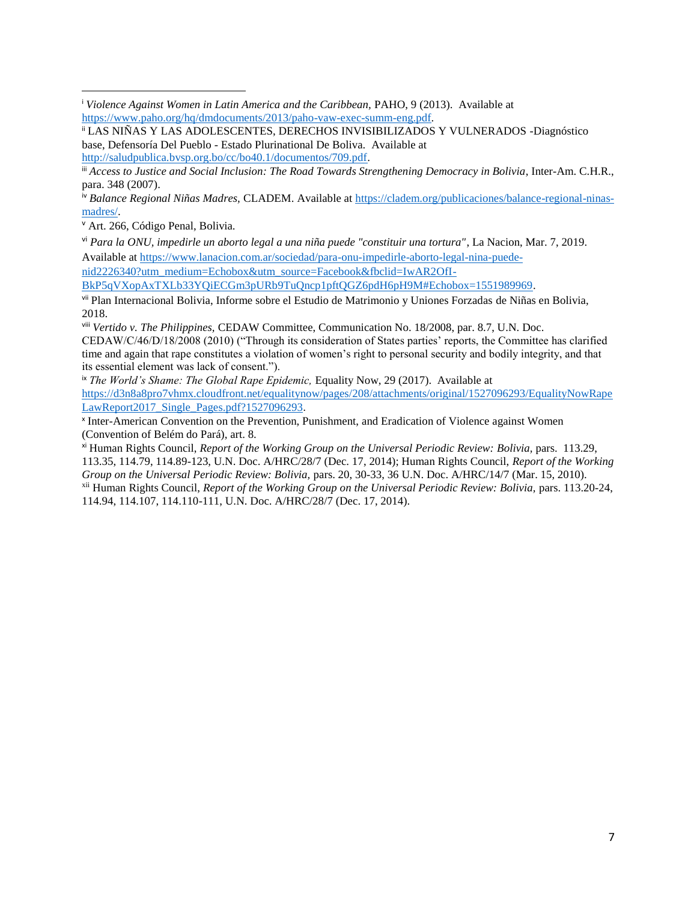[i] *Violence Against Women in Latin America and the Caribbean,* PAHO, 9 (2013). Available at https://www.paho.org/hq/dmdocuments/2013/paho-vaw-exec-summ-eng.pdf.

[ii] LAS NIÑAS Y LAS ADOLESCENTES, DERECHOS INVISIBILIZADOS Y VULNERADOS -Diagnóstico base, Defensoría Del Pueblo - Estado Plurinational De Boliva. Available at http://saludpublica.bvsp.org.bo/cc/bo40.1/documentos/709.pdf.

[iii] *Access to Justice and Social Inclusion: The Road Towards Strengthening Democracy in Bolivia*, Inter-Am. C.H.R., para. 348 (2007).

[iv] *Balance Regional Niñas Madres,* CLADEM. Available at https://cladem.org/publicaciones/balance-regional-ninas-madres/.

[v] Art. 266, Código Penal, Bolivia.

[vi] *Para la ONU, impedirle un aborto legal a una niña puede "constituir una tortura"*, La Nacion, Mar. 7, 2019. Available at https://www.lanacion.com.ar/sociedad/para-onu-impedirle-aborto-legal-nina-puede-nid2226340?utm_medium=Echobox&utm_source=Facebook&fbclid=IwAR2OfI-BkP5qVXopAxTXLb33YQiECGm3pURb9TuQncp1pftQGZ6pdH6pH9M#Echobox=1551989969.

[vii] Plan Internacional Bolivia, Informe sobre el Estudio de Matrimonio y Uniones Forzadas de Niñas en Bolivia, 2018.

[viii] *Vertido v. The Philippines,* CEDAW Committee, Communication No. 18/2008, par. 8.7, U.N. Doc. CEDAW/C/46/D/18/2008 (2010) ("Through its consideration of States parties' reports, the Committee has clarified time and again that rape constitutes a violation of women's right to personal security and bodily integrity, and that its essential element was lack of consent.").

[ix] *The World's Shame: The Global Rape Epidemic,* Equality Now, 29 (2017). Available at https://d3n8a8pro7vhmx.cloudfront.net/equalitynow/pages/208/attachments/original/1527096293/EqualityNowRapeLawReport2017_Single_Pages.pdf?1527096293.

[x] Inter-American Convention on the Prevention, Punishment, and Eradication of Violence against Women (Convention of Belém do Pará), art. 8.

[xi] Human Rights Council, *Report of the Working Group on the Universal Periodic Review: Bolivia,* pars. 113.29, 113.35, 114.79, 114.89-123, U.N. Doc. A/HRC/28/7 (Dec. 17, 2014); Human Rights Council, *Report of the Working Group on the Universal Periodic Review: Bolivia,* pars. 20, 30-33, 36 U.N. Doc. A/HRC/14/7 (Mar. 15, 2010).

[xii] Human Rights Council, *Report of the Working Group on the Universal Periodic Review: Bolivia,* pars. 113.20-24, 114.94, 114.107, 114.110-111, U.N. Doc. A/HRC/28/7 (Dec. 17, 2014).